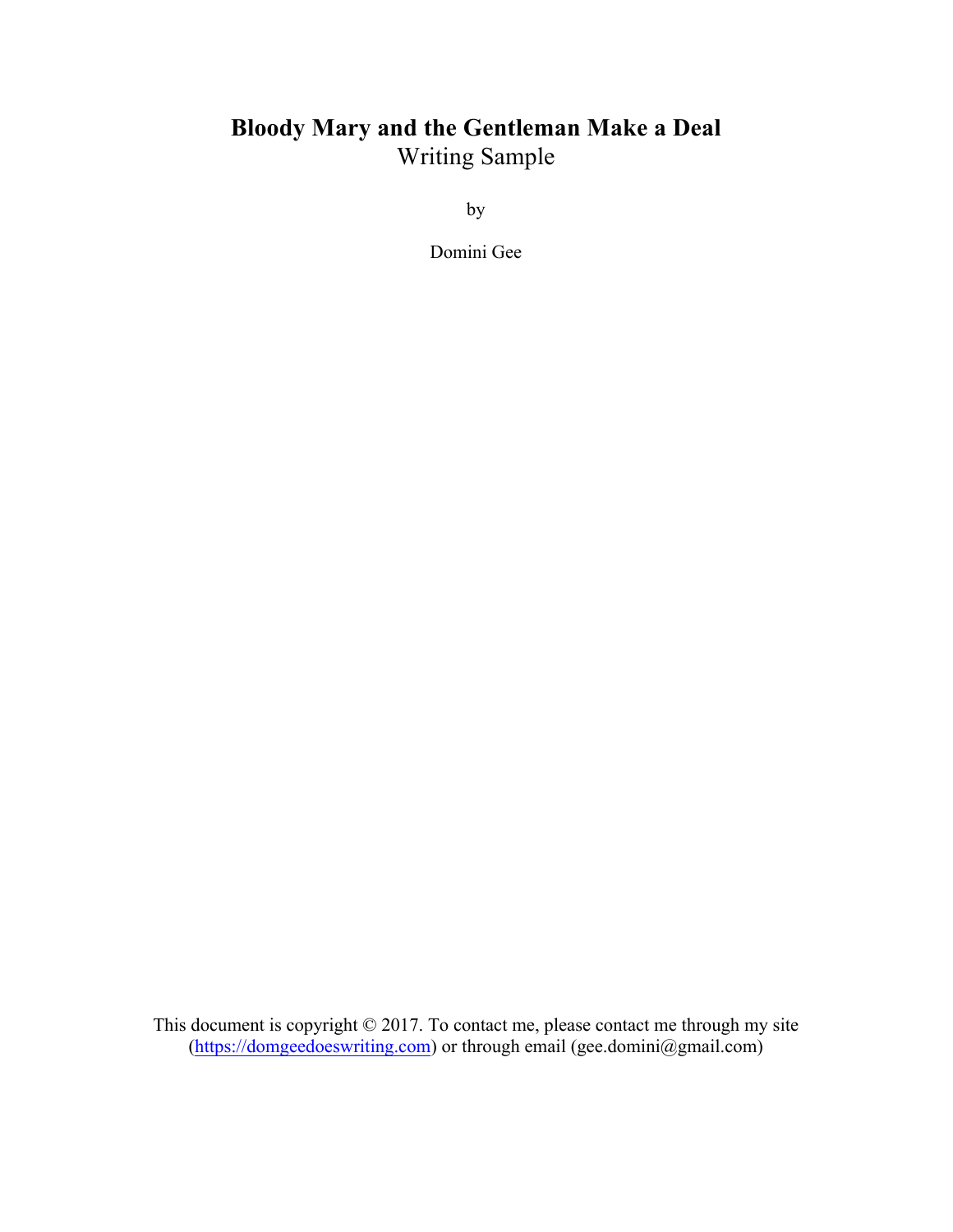# Bloody Mary and the Gentleman Make a Deal

Writing Sample

by

Domini Gee

This document is copyright © 2017. To contact me, please contact me through my site ([https://domgeedoeswriting.com](https://domgeedoeswriting.com)) or through email (gee.domini@gmail.com)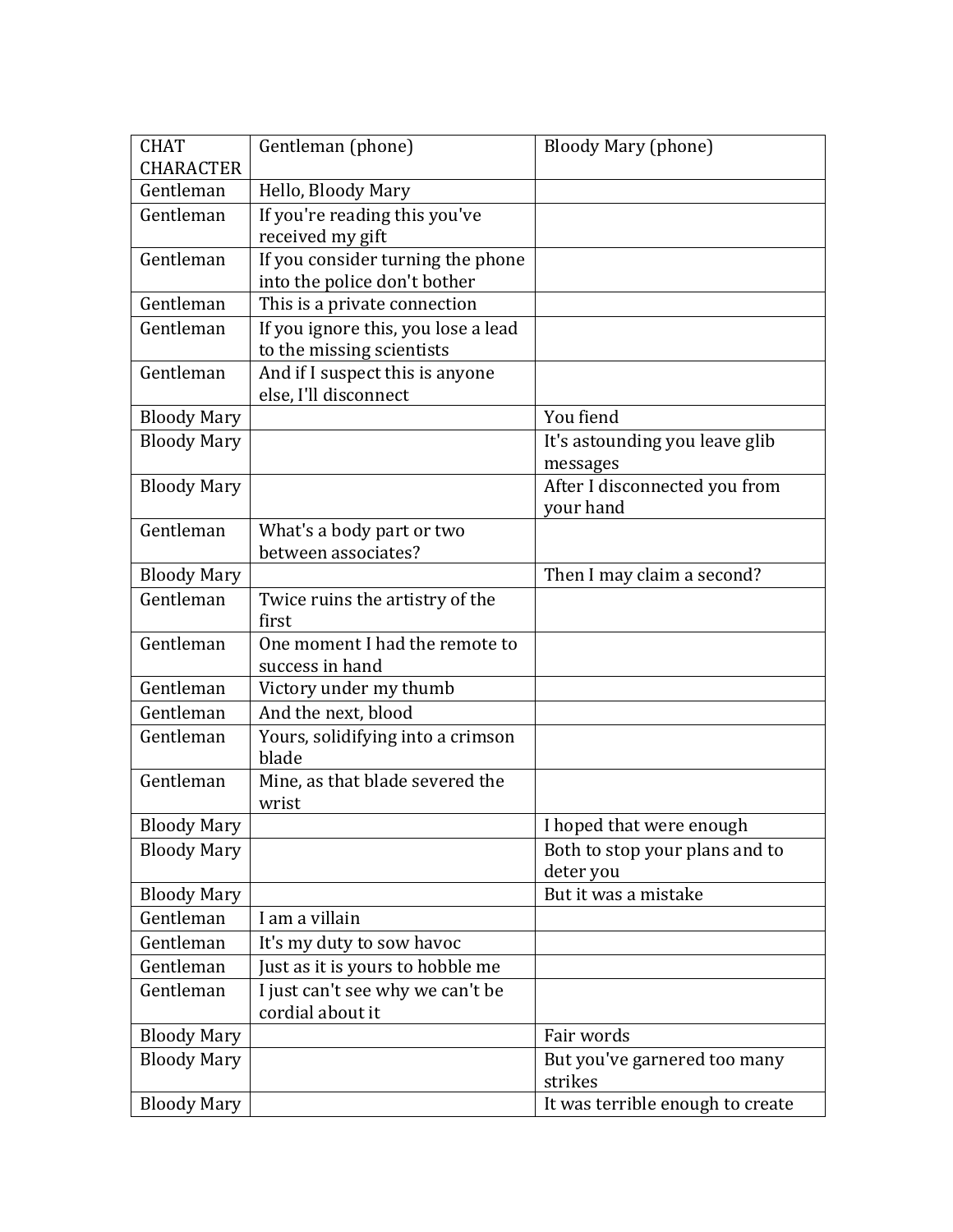| CHAT CHARACTER | Gentleman (phone) | Bloody Mary (phone) |
|---|---|---|
| Gentleman | Hello, Bloody Mary | |
| Gentleman | If you're reading this you've received my gift | |
| Gentleman | If you consider turning the phone into the police don't bother | |
| Gentleman | This is a private connection | |
| Gentleman | If you ignore this, you lose a lead to the missing scientists | |
| Gentleman | And if I suspect this is anyone else, I'll disconnect | |
| Bloody Mary | | You fiend |
| Bloody Mary | | It's astounding you leave glib messages |
| Bloody Mary | | After I disconnected you from your hand |
| Gentleman | What's a body part or two between associates? | |
| Bloody Mary | | Then I may claim a second? |
| Gentleman | Twice ruins the artistry of the first | |
| Gentleman | One moment I had the remote to success in hand | |
| Gentleman | Victory under my thumb | |
| Gentleman | And the next, blood | |
| Gentleman | Yours, solidifying into a crimson blade | |
| Gentleman | Mine, as that blade severed the wrist | |
| Bloody Mary | | I hoped that were enough |
| Bloody Mary | | Both to stop your plans and to deter you |
| Bloody Mary | | But it was a mistake |
| Gentleman | I am a villain | |
| Gentleman | It's my duty to sow havoc | |
| Gentleman | Just as it is yours to hobble me | |
| Gentleman | I just can't see why we can't be cordial about it | |
| Bloody Mary | | Fair words |
| Bloody Mary | | But you've garnered too many strikes |
| Bloody Mary | | It was terrible enough to create |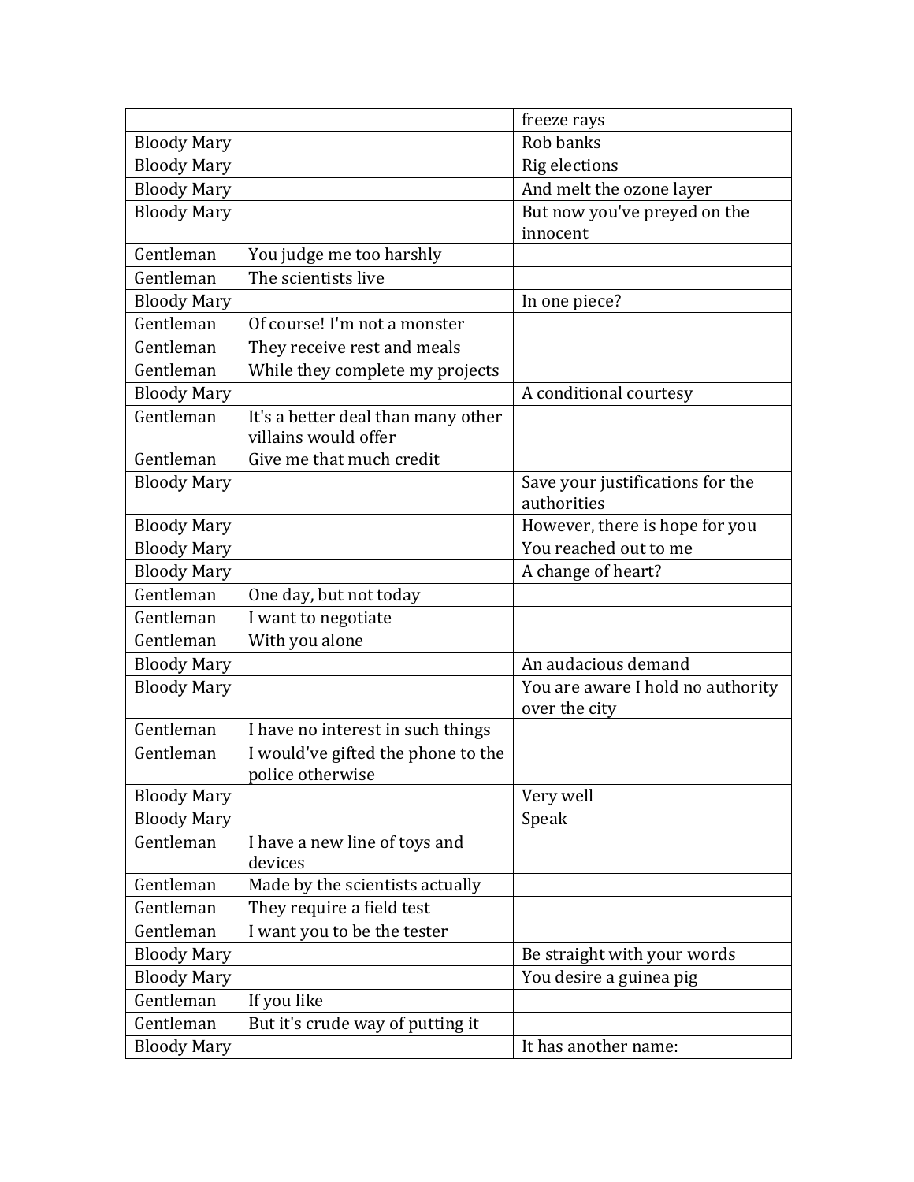| | | |
|---|---|---|
| | | freeze rays |
| Bloody Mary | | Rob banks |
| Bloody Mary | | Rig elections |
| Bloody Mary | | And melt the ozone layer |
| Bloody Mary | | But now you've preyed on the innocent |
| Gentleman | You judge me too harshly | |
| Gentleman | The scientists live | |
| Bloody Mary | | In one piece? |
| Gentleman | Of course! I'm not a monster | |
| Gentleman | They receive rest and meals | |
| Gentleman | While they complete my projects | |
| Bloody Mary | | A conditional courtesy |
| Gentleman | It's a better deal than many other villains would offer | |
| Gentleman | Give me that much credit | |
| Bloody Mary | | Save your justifications for the authorities |
| Bloody Mary | | However, there is hope for you |
| Bloody Mary | | You reached out to me |
| Bloody Mary | | A change of heart? |
| Gentleman | One day, but not today | |
| Gentleman | I want to negotiate | |
| Gentleman | With you alone | |
| Bloody Mary | | An audacious demand |
| Bloody Mary | | You are aware I hold no authority over the city |
| Gentleman | I have no interest in such things | |
| Gentleman | I would've gifted the phone to the police otherwise | |
| Bloody Mary | | Very well |
| Bloody Mary | | Speak |
| Gentleman | I have a new line of toys and devices | |
| Gentleman | Made by the scientists actually | |
| Gentleman | They require a field test | |
| Gentleman | I want you to be the tester | |
| Bloody Mary | | Be straight with your words |
| Bloody Mary | | You desire a guinea pig |
| Gentleman | If you like | |
| Gentleman | But it's crude way of putting it | |
| Bloody Mary | | It has another name: |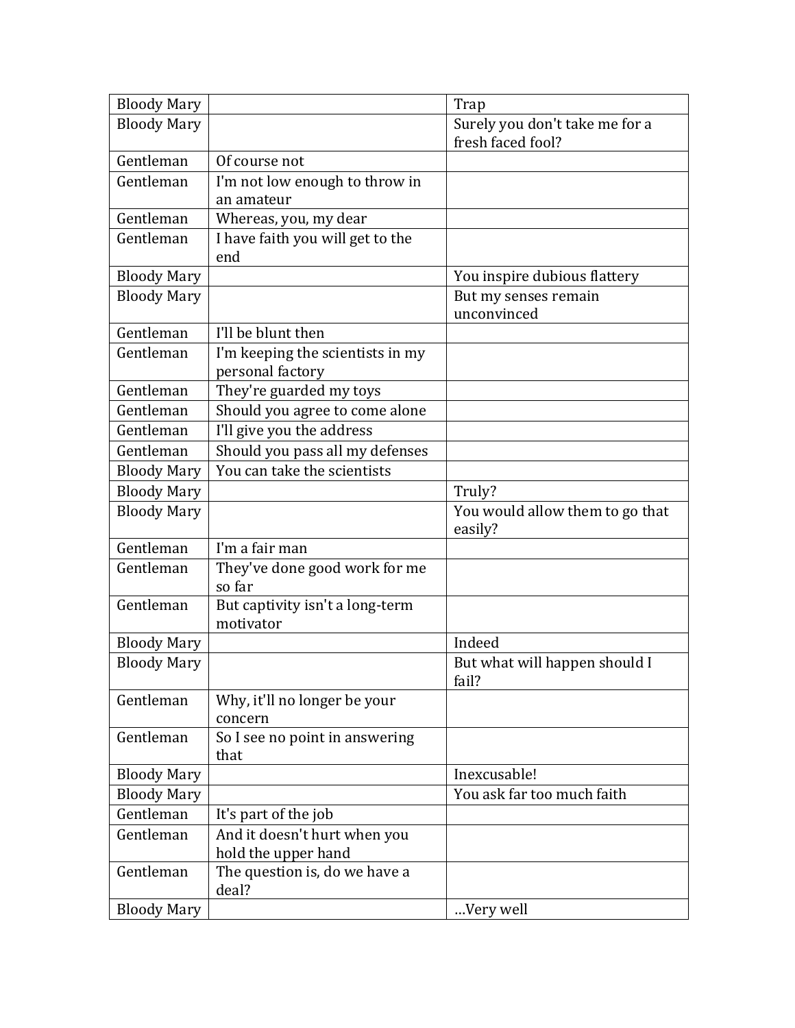| | | |
|---|---|---|
| Bloody Mary | | Trap |
| Bloody Mary | | Surely you don't take me for a fresh faced fool? |
| Gentleman | Of course not | |
| Gentleman | I'm not low enough to throw in an amateur | |
| Gentleman | Whereas, you, my dear | |
| Gentleman | I have faith you will get to the end | |
| Bloody Mary | | You inspire dubious flattery |
| Bloody Mary | | But my senses remain unconvinced |
| Gentleman | I'll be blunt then | |
| Gentleman | I'm keeping the scientists in my personal factory | |
| Gentleman | They're guarded my toys | |
| Gentleman | Should you agree to come alone | |
| Gentleman | I'll give you the address | |
| Gentleman | Should you pass all my defenses | |
| Bloody Mary | You can take the scientists | |
| Bloody Mary | | Truly? |
| Bloody Mary | | You would allow them to go that easily? |
| Gentleman | I'm a fair man | |
| Gentleman | They've done good work for me so far | |
| Gentleman | But captivity isn't a long-term motivator | |
| Bloody Mary | | Indeed |
| Bloody Mary | | But what will happen should I fail? |
| Gentleman | Why, it'll no longer be your concern | |
| Gentleman | So I see no point in answering that | |
| Bloody Mary | | Inexcusable! |
| Bloody Mary | | You ask far too much faith |
| Gentleman | It's part of the job | |
| Gentleman | And it doesn't hurt when you hold the upper hand | |
| Gentleman | The question is, do we have a deal? | |
| Bloody Mary | | …Very well |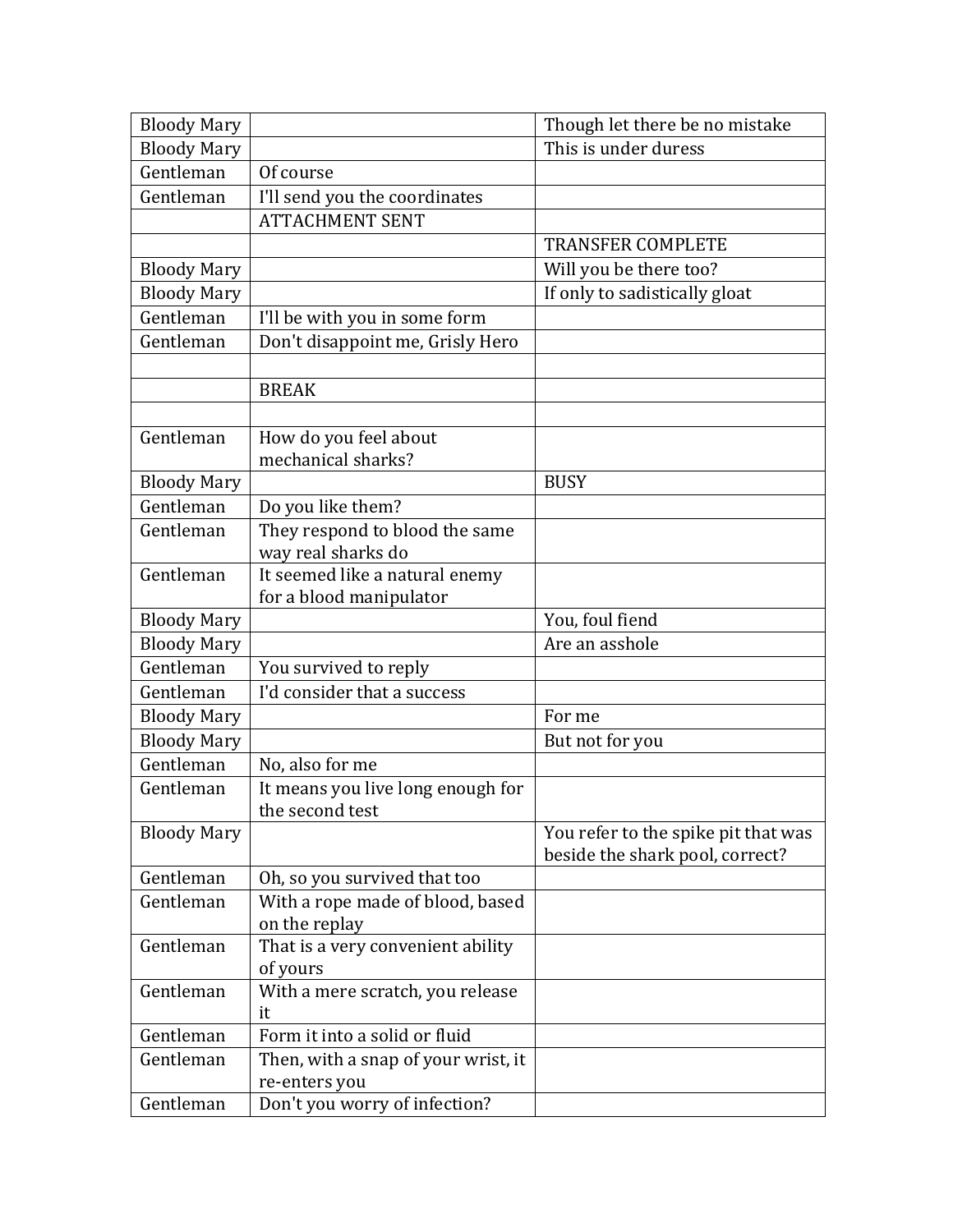| | | |
|---|---|---|
| Bloody Mary | | Though let there be no mistake |
| Bloody Mary | | This is under duress |
| Gentleman | Of course | |
| Gentleman | I'll send you the coordinates | |
| | ATTACHMENT SENT | |
| | | TRANSFER COMPLETE |
| Bloody Mary | | Will you be there too? |
| Bloody Mary | | If only to sadistically gloat |
| Gentleman | I'll be with you in some form | |
| Gentleman | Don't disappoint me, Grisly Hero | |
| | | |
| | BREAK | |
| | | |
| Gentleman | How do you feel about mechanical sharks? | |
| Bloody Mary | | BUSY |
| Gentleman | Do you like them? | |
| Gentleman | They respond to blood the same way real sharks do | |
| Gentleman | It seemed like a natural enemy for a blood manipulator | |
| Bloody Mary | | You, foul fiend |
| Bloody Mary | | Are an asshole |
| Gentleman | You survived to reply | |
| Gentleman | I'd consider that a success | |
| Bloody Mary | | For me |
| Bloody Mary | | But not for you |
| Gentleman | No, also for me | |
| Gentleman | It means you live long enough for the second test | |
| Bloody Mary | | You refer to the spike pit that was beside the shark pool, correct? |
| Gentleman | Oh, so you survived that too | |
| Gentleman | With a rope made of blood, based on the replay | |
| Gentleman | That is a very convenient ability of yours | |
| Gentleman | With a mere scratch, you release it | |
| Gentleman | Form it into a solid or fluid | |
| Gentleman | Then, with a snap of your wrist, it re-enters you | |
| Gentleman | Don't you worry of infection? | |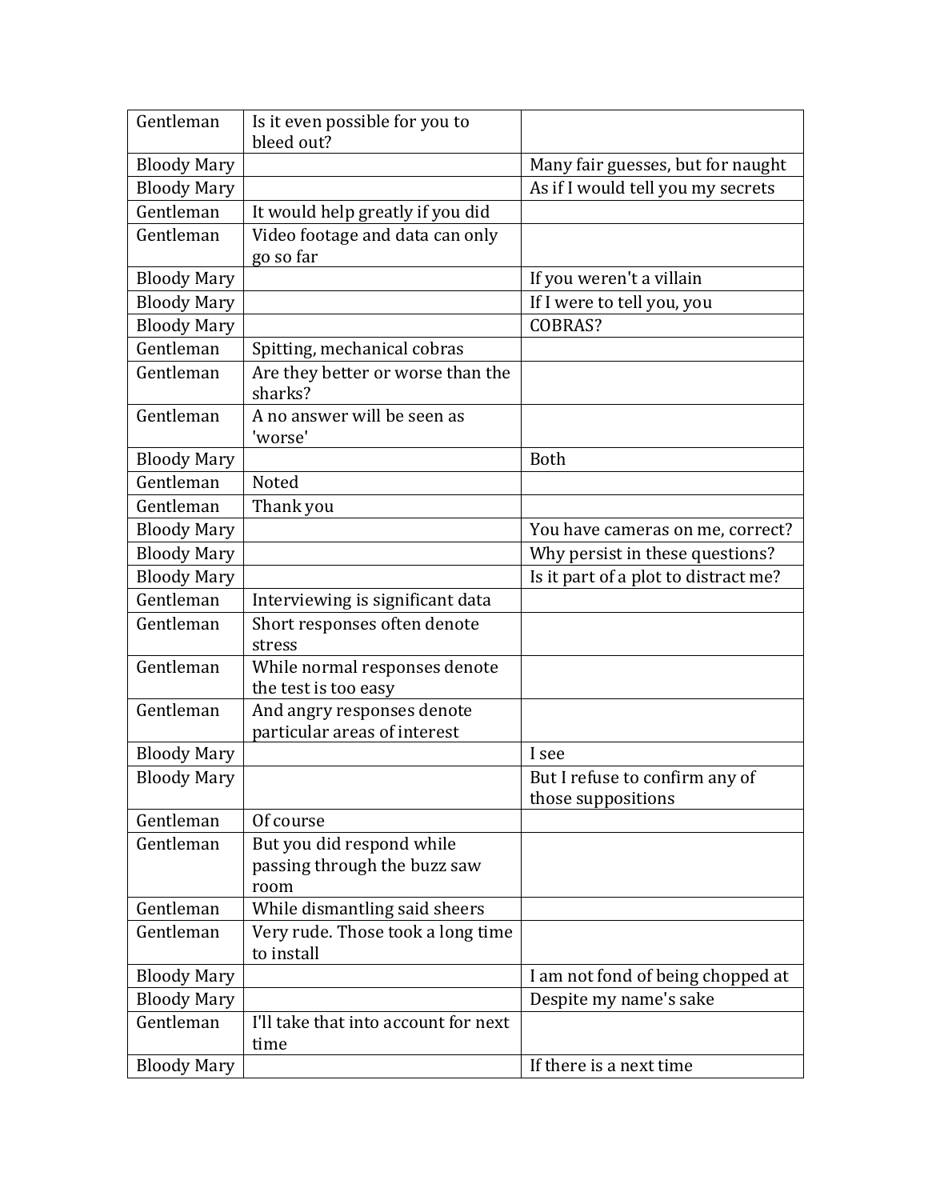| Gentleman | Is it even possible for you to bleed out? | |
|---|---|---|
| Bloody Mary | | Many fair guesses, but for naught |
| Bloody Mary | | As if I would tell you my secrets |
| Gentleman | It would help greatly if you did | |
| Gentleman | Video footage and data can only go so far | |
| Bloody Mary | | If you weren't a villain |
| Bloody Mary | | If I were to tell you, you |
| Bloody Mary | | COBRAS? |
| Gentleman | Spitting, mechanical cobras | |
| Gentleman | Are they better or worse than the sharks? | |
| Gentleman | A no answer will be seen as 'worse' | |
| Bloody Mary | | Both |
| Gentleman | Noted | |
| Gentleman | Thank you | |
| Bloody Mary | | You have cameras on me, correct? |
| Bloody Mary | | Why persist in these questions? |
| Bloody Mary | | Is it part of a plot to distract me? |
| Gentleman | Interviewing is significant data | |
| Gentleman | Short responses often denote stress | |
| Gentleman | While normal responses denote the test is too easy | |
| Gentleman | And angry responses denote particular areas of interest | |
| Bloody Mary | | I see |
| Bloody Mary | | But I refuse to confirm any of those suppositions |
| Gentleman | Of course | |
| Gentleman | But you did respond while passing through the buzz saw room | |
| Gentleman | While dismantling said sheers | |
| Gentleman | Very rude. Those took a long time to install | |
| Bloody Mary | | I am not fond of being chopped at |
| Bloody Mary | | Despite my name's sake |
| Gentleman | I'll take that into account for next time | |
| Bloody Mary | | If there is a next time |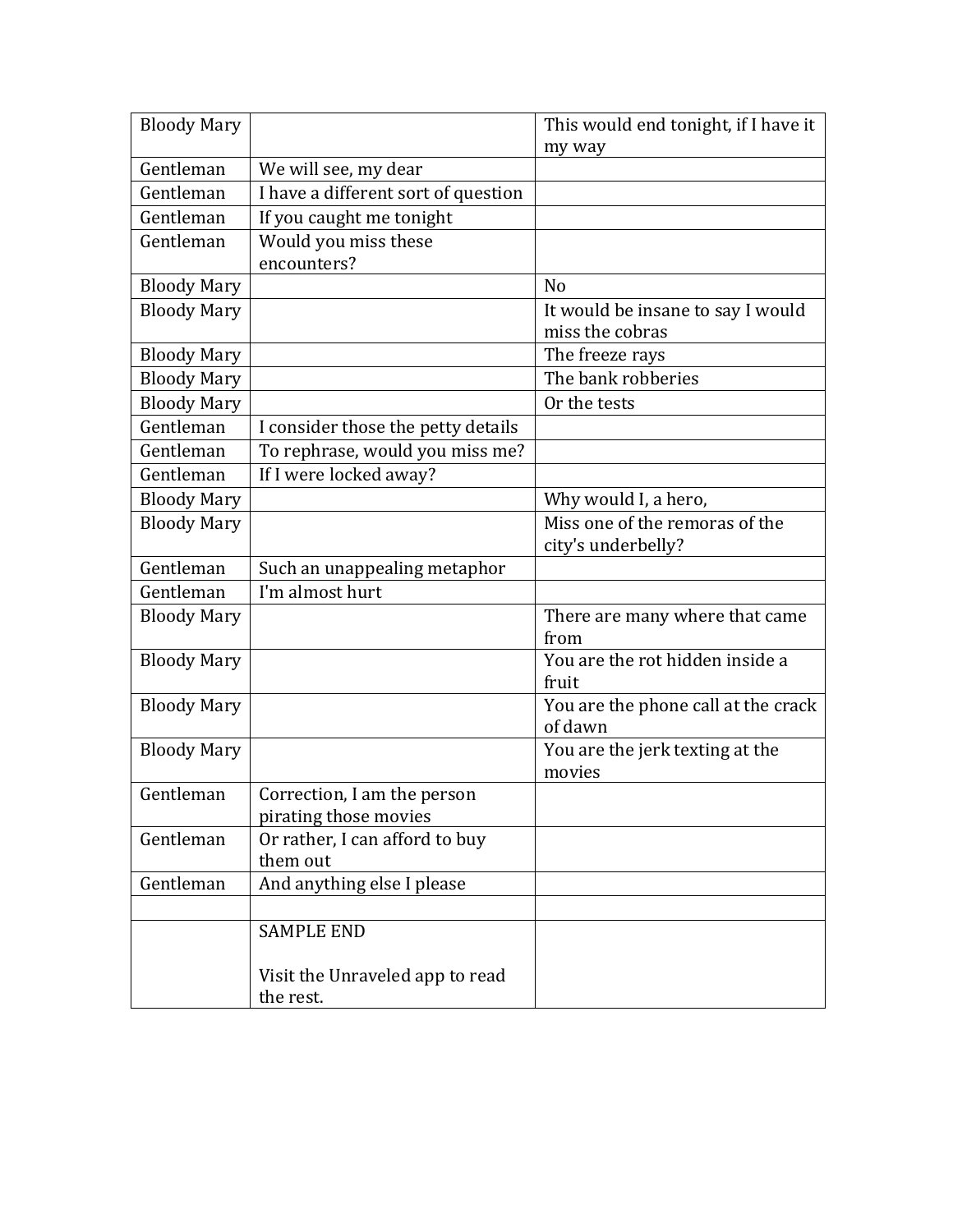| | | |
|---|---|---|
| Bloody Mary | | This would end tonight, if I have it my way |
| Gentleman | We will see, my dear | |
| Gentleman | I have a different sort of question | |
| Gentleman | If you caught me tonight | |
| Gentleman | Would you miss these encounters? | |
| Bloody Mary | | No |
| Bloody Mary | | It would be insane to say I would miss the cobras |
| Bloody Mary | | The freeze rays |
| Bloody Mary | | The bank robberies |
| Bloody Mary | | Or the tests |
| Gentleman | I consider those the petty details | |
| Gentleman | To rephrase, would you miss me? | |
| Gentleman | If I were locked away? | |
| Bloody Mary | | Why would I, a hero, |
| Bloody Mary | | Miss one of the remoras of the city's underbelly? |
| Gentleman | Such an unappealing metaphor | |
| Gentleman | I'm almost hurt | |
| Bloody Mary | | There are many where that came from |
| Bloody Mary | | You are the rot hidden inside a fruit |
| Bloody Mary | | You are the phone call at the crack of dawn |
| Bloody Mary | | You are the jerk texting at the movies |
| Gentleman | Correction, I am the person pirating those movies | |
| Gentleman | Or rather, I can afford to buy them out | |
| Gentleman | And anything else I please | |
| | | |
| | SAMPLE END<br><br>Visit the Unraveled app to read the rest. | |